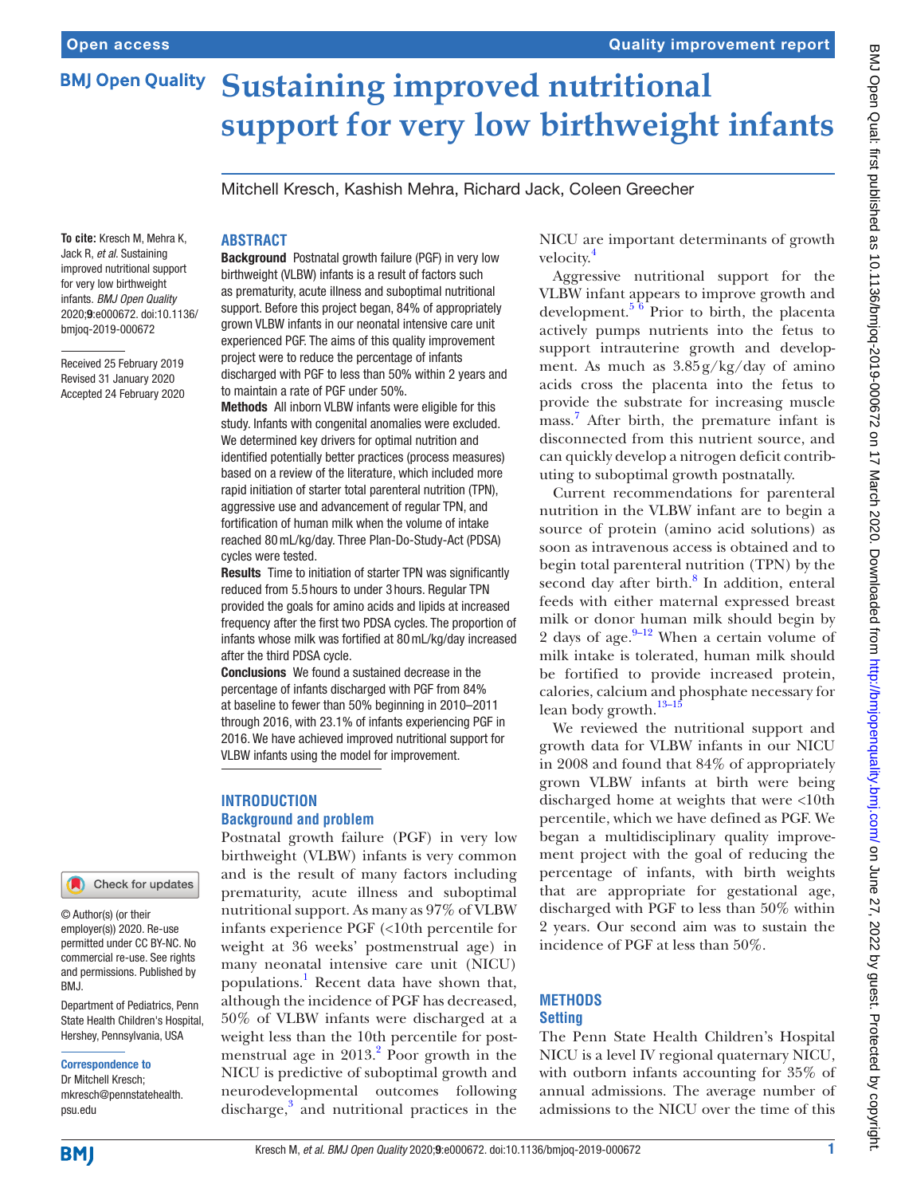# Sustaining improved nutritional support for very low birthweight infants

Mitchell Kresch, Kashish Mehra, Richard Jack, Coleen Greecher

**To cite:** Kresch M, Mehra K, Jack R, *et al*. Sustaining improved nutritional support for very low birthweight infants. *BMJ Open Quality* 2020;**9**:e000672. doi:10.1136/bmjoq-2019-000672

Received 25 February 2019
Revised 31 January 2020
Accepted 24 February 2020

© Author(s) (or their employer(s)) 2020. Re-use permitted under CC BY-NC. No commercial re-use. See rights and permissions. Published by BMJ.

Department of Pediatrics, Penn State Health Children's Hospital, Hershey, Pennsylvania, USA

**Correspondence to**
Dr Mitchell Kresch; mkresch@pennstatehealth.psu.edu

## ABSTRACT

**Background** Postnatal growth failure (PGF) in very low birthweight (VLBW) infants is a result of factors such as prematurity, acute illness and suboptimal nutritional support. Before this project began, 84% of appropriately grown VLBW infants in our neonatal intensive care unit experienced PGF. The aims of this quality improvement project were to reduce the percentage of infants discharged with PGF to less than 50% within 2 years and to maintain a rate of PGF under 50%.

**Methods** All inborn VLBW infants were eligible for this study. Infants with congenital anomalies were excluded. We determined key drivers for optimal nutrition and identified potentially better practices (process measures) based on a review of the literature, which included more rapid initiation of starter total parenteral nutrition (TPN), aggressive use and advancement of regular TPN, and fortification of human milk when the volume of intake reached 80 mL/kg/day. Three Plan-Do-Study-Act (PDSA) cycles were tested.

**Results** Time to initiation of starter TPN was significantly reduced from 5.5 hours to under 3 hours. Regular TPN provided the goals for amino acids and lipids at increased frequency after the first two PDSA cycles. The proportion of infants whose milk was fortified at 80 mL/kg/day increased after the third PDSA cycle.

**Conclusions** We found a sustained decrease in the percentage of infants discharged with PGF from 84% at baseline to fewer than 50% beginning in 2010–2011 through 2016, with 23.1% of infants experiencing PGF in 2016. We have achieved improved nutritional support for VLBW infants using the model for improvement.

## INTRODUCTION

### Background and problem

Postnatal growth failure (PGF) in very low birthweight (VLBW) infants is very common and is the result of many factors including prematurity, acute illness and suboptimal nutritional support. As many as 97% of VLBW infants experience PGF (<10th percentile for weight at 36 weeks' postmenstrual age) in many neonatal intensive care unit (NICU) populations.[1] Recent data have shown that, although the incidence of PGF has decreased, 50% of VLBW infants were discharged at a weight less than the 10th percentile for postmenstrual age in 2013.[2] Poor growth in the NICU is predictive of suboptimal growth and neurodevelopmental outcomes following discharge,[3] and nutritional practices in the NICU are important determinants of growth velocity.[4]

Aggressive nutritional support for the VLBW infant appears to improve growth and development.[5,6] Prior to birth, the placenta actively pumps nutrients into the fetus to support intrauterine growth and development. As much as 3.85 g/kg/day of amino acids cross the placenta into the fetus to provide the substrate for increasing muscle mass.[7] After birth, the premature infant is disconnected from this nutrient source, and can quickly develop a nitrogen deficit contributing to suboptimal growth postnatally.

Current recommendations for parenteral nutrition in the VLBW infant are to begin a source of protein (amino acid solutions) as soon as intravenous access is obtained and to begin total parenteral nutrition (TPN) by the second day after birth.[8] In addition, enteral feeds with either maternal expressed breast milk or donor human milk should begin by 2 days of age.[9–12] When a certain volume of milk intake is tolerated, human milk should be fortified to provide increased protein, calories, calcium and phosphate necessary for lean body growth.[13–15]

We reviewed the nutritional support and growth data for VLBW infants in our NICU in 2008 and found that 84% of appropriately grown VLBW infants at birth were being discharged home at weights that were <10th percentile, which we have defined as PGF. We began a multidisciplinary quality improvement project with the goal of reducing the percentage of infants, with birth weights that are appropriate for gestational age, discharged with PGF to less than 50% within 2 years. Our second aim was to sustain the incidence of PGF at less than 50%.

## METHODS

### Setting

The Penn State Health Children's Hospital NICU is a level IV regional quaternary NICU, with outborn infants accounting for 35% of annual admissions. The average number of admissions to the NICU over the time of this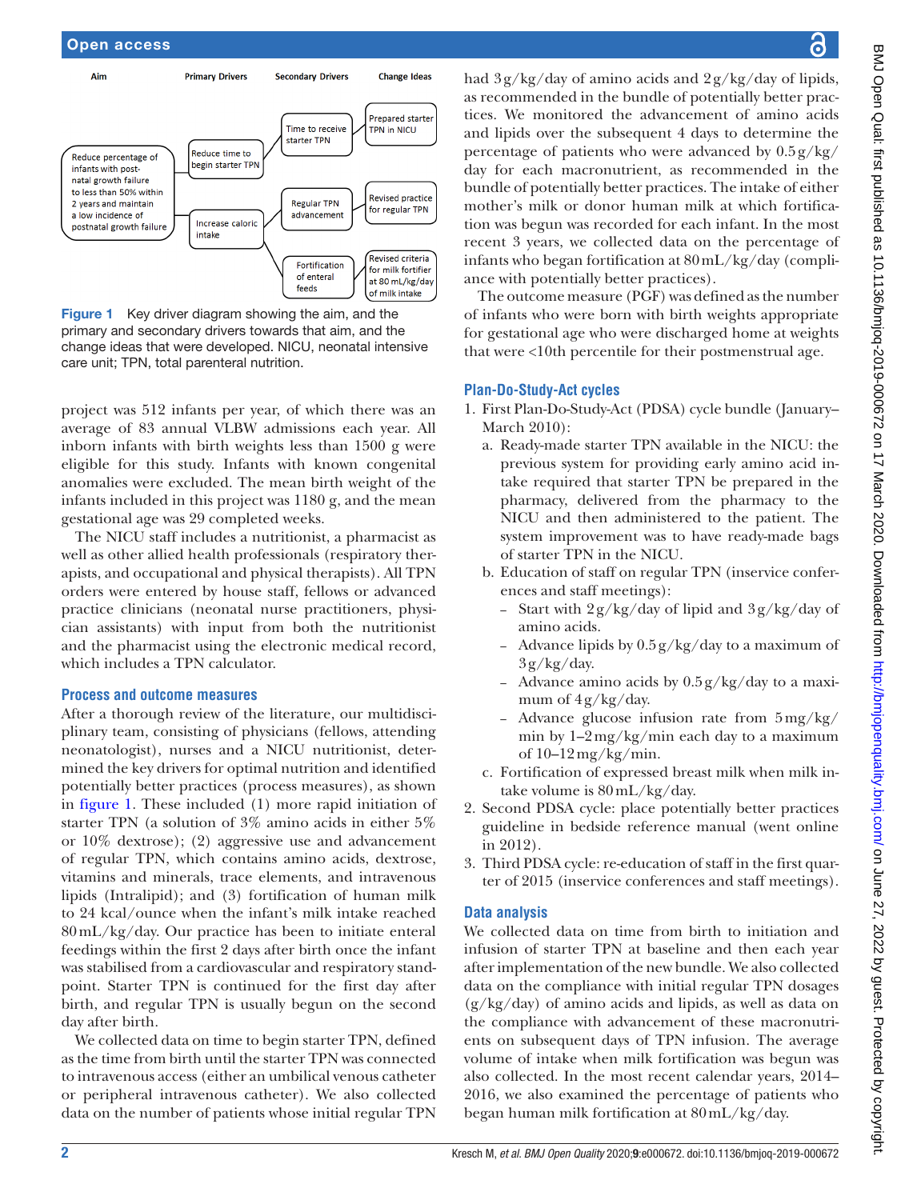Aim | Primary Drivers | Secondary Drivers | Change Ideas

Reduce percentage of infants with post-natal growth failure to less than 50% within 2 years and maintain a low incidence of postnatal growth failure

Reduce time to begin starter TPN — Time to receive starter TPN — Prepared starter TPN in NICU

Increase caloric intake — Regular TPN advancement — Revised practice for regular TPN

Fortification of enteral feeds — Revised criteria for milk fortifier at 80 mL/kg/day of milk intake

**Figure 1** Key driver diagram showing the aim, and the primary and secondary drivers towards that aim, and the change ideas that were developed. NICU, neonatal intensive care unit; TPN, total parenteral nutrition.

project was 512 infants per year, of which there was an average of 83 annual VLBW admissions each year. All inborn infants with birth weights less than 1500 g were eligible for this study. Infants with known congenital anomalies were excluded. The mean birth weight of the infants included in this project was 1180 g, and the mean gestational age was 29 completed weeks.

The NICU staff includes a nutritionist, a pharmacist as well as other allied health professionals (respiratory therapists, and occupational and physical therapists). All TPN orders were entered by house staff, fellows or advanced practice clinicians (neonatal nurse practitioners, physician assistants) with input from both the nutritionist and the pharmacist using the electronic medical record, which includes a TPN calculator.

## Process and outcome measures

After a thorough review of the literature, our multidisciplinary team, consisting of physicians (fellows, attending neonatologist), nurses and a NICU nutritionist, determined the key drivers for optimal nutrition and identified potentially better practices (process measures), as shown in figure 1. These included (1) more rapid initiation of starter TPN (a solution of 3% amino acids in either 5% or 10% dextrose); (2) aggressive use and advancement of regular TPN, which contains amino acids, dextrose, vitamins and minerals, trace elements, and intravenous lipids (Intralipid); and (3) fortification of human milk to 24 kcal/ounce when the infant's milk intake reached 80 mL/kg/day. Our practice has been to initiate enteral feedings within the first 2 days after birth once the infant was stabilised from a cardiovascular and respiratory standpoint. Starter TPN is continued for the first day after birth, and regular TPN is usually begun on the second day after birth.

We collected data on time to begin starter TPN, defined as the time from birth until the starter TPN was connected to intravenous access (either an umbilical venous catheter or peripheral intravenous catheter). We also collected data on the number of patients whose initial regular TPN had 3 g/kg/day of amino acids and 2 g/kg/day of lipids, as recommended in the bundle of potentially better practices. We monitored the advancement of amino acids and lipids over the subsequent 4 days to determine the percentage of patients who were advanced by 0.5 g/kg/day for each macronutrient, as recommended in the bundle of potentially better practices. The intake of either mother's milk or donor human milk at which fortification was begun was recorded for each infant. In the most recent 3 years, we collected data on the percentage of infants who began fortification at 80 mL/kg/day (compliance with potentially better practices).

The outcome measure (PGF) was defined as the number of infants who were born with birth weights appropriate for gestational age who were discharged home at weights that were <10th percentile for their postmenstrual age.

## Plan-Do-Study-Act cycles

1. First Plan-Do-Study-Act (PDSA) cycle bundle (January–March 2010):
   a. Ready-made starter TPN available in the NICU: the previous system for providing early amino acid intake required that starter TPN be prepared in the pharmacy, delivered from the pharmacy to the NICU and then administered to the patient. The system improvement was to have ready-made bags of starter TPN in the NICU.
   b. Education of staff on regular TPN (inservice conferences and staff meetings):
      - Start with 2 g/kg/day of lipid and 3 g/kg/day of amino acids.
      - Advance lipids by 0.5 g/kg/day to a maximum of 3 g/kg/day.
      - Advance amino acids by 0.5 g/kg/day to a maximum of 4 g/kg/day.
      - Advance glucose infusion rate from 5 mg/kg/min by 1–2 mg/kg/min each day to a maximum of 10–12 mg/kg/min.
   c. Fortification of expressed breast milk when milk intake volume is 80 mL/kg/day.
2. Second PDSA cycle: place potentially better practices guideline in bedside reference manual (went online in 2012).
3. Third PDSA cycle: re-education of staff in the first quarter of 2015 (inservice conferences and staff meetings).

## Data analysis

We collected data on time from birth to initiation and infusion of starter TPN at baseline and then each year after implementation of the new bundle. We also collected data on the compliance with initial regular TPN dosages (g/kg/day) of amino acids and lipids, as well as data on the compliance with advancement of these macronutrients on subsequent days of TPN infusion. The average volume of intake when milk fortification was begun was also collected. In the most recent calendar years, 2014–2016, we also examined the percentage of patients who began human milk fortification at 80 mL/kg/day.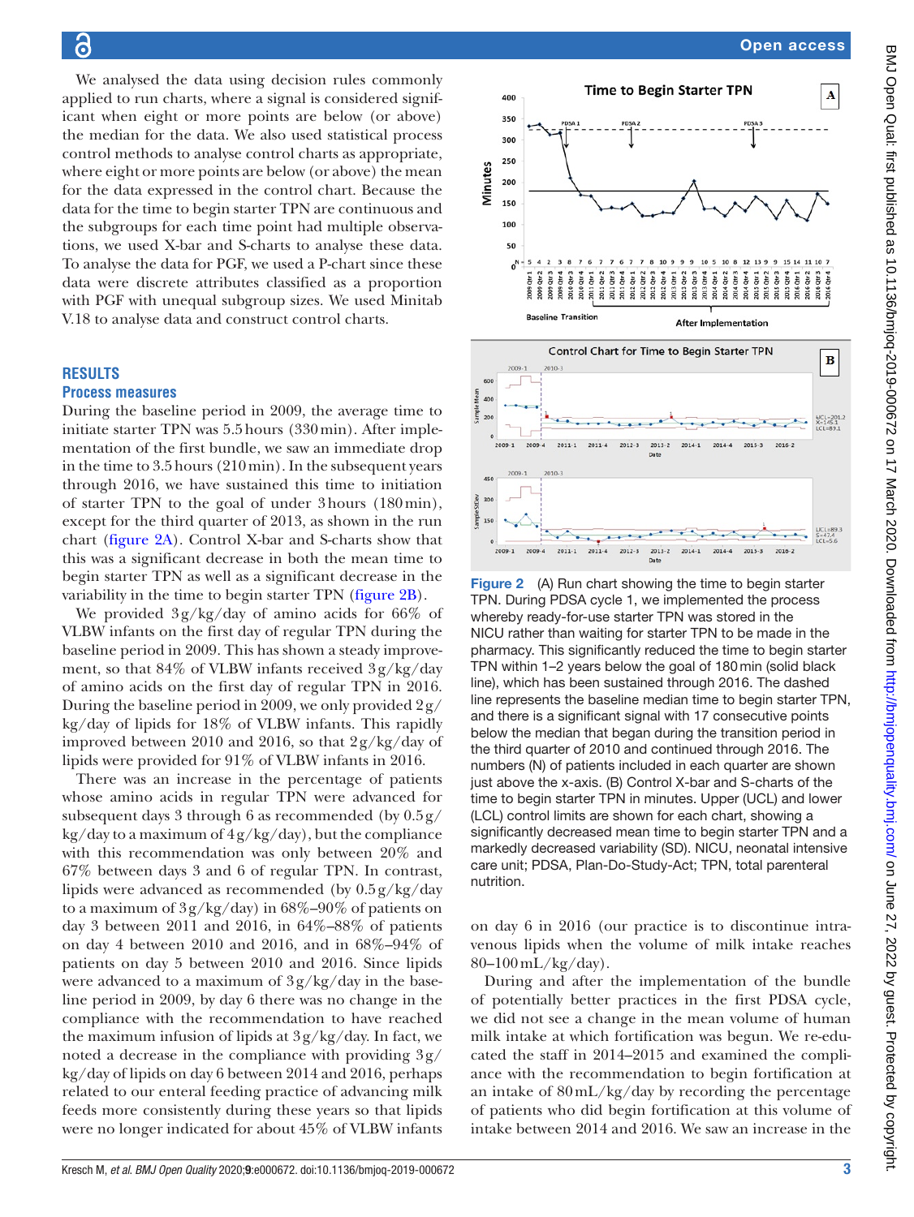We analysed the data using decision rules commonly applied to run charts, where a signal is considered significant when eight or more points are below (or above) the median for the data. We also used statistical process control methods to analyse control charts as appropriate, where eight or more points are below (or above) the mean for the data expressed in the control chart. Because the data for the time to begin starter TPN are continuous and the subgroups for each time point had multiple observations, we used X-bar and S-charts to analyse these data. To analyse the data for PGF, we used a P-chart since these data were discrete attributes classified as a proportion with PGF with unequal subgroup sizes. We used Minitab V.18 to analyse data and construct control charts.

## RESULTS

### Process measures

During the baseline period in 2009, the average time to initiate starter TPN was 5.5 hours (330 min). After implementation of the first bundle, we saw an immediate drop in the time to 3.5 hours (210 min). In the subsequent years through 2016, we have sustained this time to initiation of starter TPN to the goal of under 3 hours (180 min), except for the third quarter of 2013, as shown in the run chart (figure 2A). Control X-bar and S-charts show that this was a significant decrease in both the mean time to begin starter TPN as well as a significant decrease in the variability in the time to begin starter TPN (figure 2B).

We provided 3 g/kg/day of amino acids for 66% of VLBW infants on the first day of regular TPN during the baseline period in 2009. This has shown a steady improvement, so that 84% of VLBW infants received 3 g/kg/day of amino acids on the first day of regular TPN in 2016. During the baseline period in 2009, we only provided 2 g/kg/day of lipids for 18% of VLBW infants. This rapidly improved between 2010 and 2016, so that 2 g/kg/day of lipids were provided for 91% of VLBW infants in 2016.

There was an increase in the percentage of patients whose amino acids in regular TPN were advanced for subsequent days 3 through 6 as recommended (by 0.5 g/kg/day to a maximum of 4 g/kg/day), but the compliance with this recommendation was only between 20% and 67% between days 3 and 6 of regular TPN. In contrast, lipids were advanced as recommended (by 0.5 g/kg/day to a maximum of 3 g/kg/day) in 68%–90% of patients on day 3 between 2011 and 2016, in 64%–88% of patients on day 4 between 2010 and 2016, and in 68%–94% of patients on day 5 between 2010 and 2016. Since lipids were advanced to a maximum of 3 g/kg/day in the baseline period in 2009, by day 6 there was no change in the compliance with the recommendation to have reached the maximum infusion of lipids at 3 g/kg/day. In fact, we noted a decrease in the compliance with providing 3 g/kg/day of lipids on day 6 between 2014 and 2016, perhaps related to our enteral feeding practice of advancing milk feeds more consistently during these years so that lipids were no longer indicated for about 45% of VLBW infants on day 6 in 2016 (our practice is to discontinue intravenous lipids when the volume of milk intake reaches 80–100 mL/kg/day).

Figure 2 (A) Run chart showing the time to begin starter TPN. During PDSA cycle 1, we implemented the process whereby ready-for-use starter TPN was stored in the NICU rather than waiting for starter TPN to be made in the pharmacy. This significantly reduced the time to begin starter TPN within 1–2 years below the goal of 180 min (solid black line), which has been sustained through 2016. The dashed line represents the baseline median time to begin starter TPN, and there is a significant signal with 17 consecutive points below the median that began during the transition period in the third quarter of 2010 and continued through 2016. The numbers (N) of patients included in each quarter are shown just above the x-axis. (B) Control X-bar and S-charts of the time to begin starter TPN in minutes. Upper (UCL) and lower (LCL) control limits are shown for each chart, showing a significantly decreased mean time to begin starter TPN and a markedly decreased variability (SD). NICU, neonatal intensive care unit; PDSA, Plan-Do-Study-Act; TPN, total parenteral nutrition.

During and after the implementation of the bundle of potentially better practices in the first PDSA cycle, we did not see a change in the mean volume of human milk intake at which fortification was begun. We re-educated the staff in 2014–2015 and examined the compliance with the recommendation to begin fortification at an intake of 80 mL/kg/day by recording the percentage of patients who did begin fortification at this volume of intake between 2014 and 2016. We saw an increase in the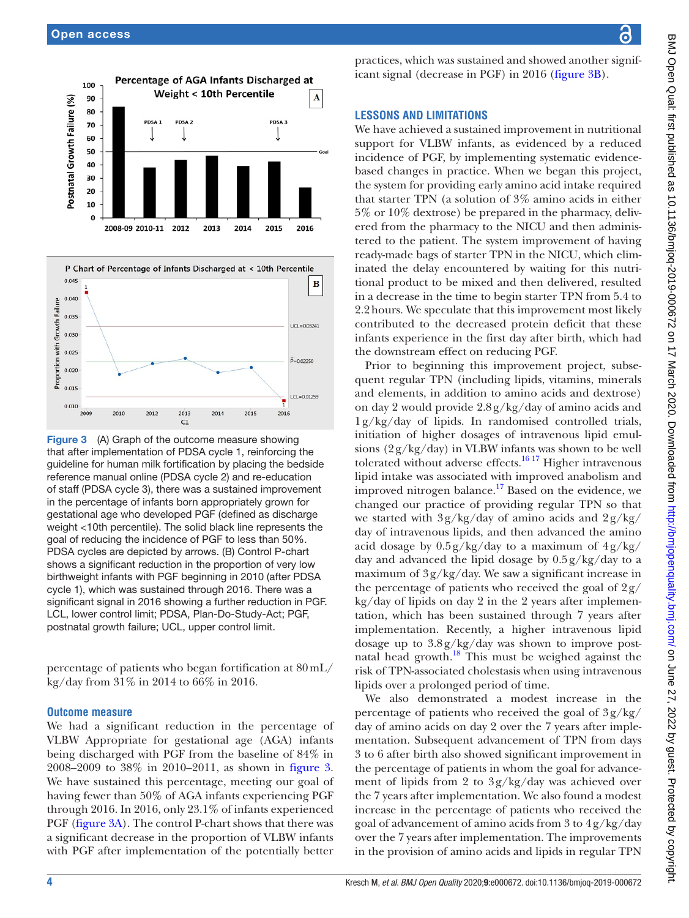Figure 3 (A) Graph of the outcome measure showing that after implementation of PDSA cycle 1, reinforcing the guideline for human milk fortification by placing the bedside reference manual online (PDSA cycle 2) and re-education of staff (PDSA cycle 3), there was a sustained improvement in the percentage of infants born appropriately grown for gestational age who developed PGF (defined as discharge weight <10th percentile). The solid black line represents the goal of reducing the incidence of PGF to less than 50%. PDSA cycles are depicted by arrows. (B) Control P-chart shows a significant reduction in the proportion of very low birthweight infants with PGF beginning in 2010 (after PDSA cycle 1), which was sustained through 2016. There was a significant signal in 2016 showing a further reduction in PGF. LCL, lower control limit; PDSA, Plan-Do-Study-Act; PGF, postnatal growth failure; UCL, upper control limit.

percentage of patients who began fortification at 80 mL/kg/day from 31% in 2014 to 66% in 2016.

### Outcome measure

We had a significant reduction in the percentage of VLBW Appropriate for gestational age (AGA) infants being discharged with PGF from the baseline of 84% in 2008–2009 to 38% in 2010–2011, as shown in figure 3. We have sustained this percentage, meeting our goal of having fewer than 50% of AGA infants experiencing PGF through 2016. In 2016, only 23.1% of infants experienced PGF (figure 3A). The control P-chart shows that there was a significant decrease in the proportion of VLBW infants with PGF after implementation of the potentially better practices, which was sustained and showed another significant signal (decrease in PGF) in 2016 (figure 3B).

## LESSONS AND LIMITATIONS

We have achieved a sustained improvement in nutritional support for VLBW infants, as evidenced by a reduced incidence of PGF, by implementing systematic evidence-based changes in practice. When we began this project, the system for providing early amino acid intake required that starter TPN (a solution of 3% amino acids in either 5% or 10% dextrose) be prepared in the pharmacy, delivered from the pharmacy to the NICU and then administered to the patient. The system improvement of having ready-made bags of starter TPN in the NICU, which eliminated the delay encountered by waiting for this nutritional product to be mixed and then delivered, resulted in a decrease in the time to begin starter TPN from 5.4 to 2.2 hours. We speculate that this improvement most likely contributed to the decreased protein deficit that these infants experience in the first day after birth, which had the downstream effect on reducing PGF.

Prior to beginning this improvement project, subsequent regular TPN (including lipids, vitamins, minerals and elements, in addition to amino acids and dextrose) on day 2 would provide 2.8 g/kg/day of amino acids and 1 g/kg/day of lipids. In randomised controlled trials, initiation of higher dosages of intravenous lipid emulsions (2 g/kg/day) in VLBW infants was shown to be well tolerated without adverse effects.[16 17] Higher intravenous lipid intake was associated with improved anabolism and improved nitrogen balance.[17] Based on the evidence, we changed our practice of providing regular TPN so that we started with 3 g/kg/day of amino acids and 2 g/kg/day of intravenous lipids, and then advanced the amino acid dosage by 0.5 g/kg/day to a maximum of 4 g/kg/day and advanced the lipid dosage by 0.5 g/kg/day to a maximum of 3 g/kg/day. We saw a significant increase in the percentage of patients who received the goal of 2 g/kg/day of lipids on day 2 in the 2 years after implementation, which has been sustained through 7 years after implementation. Recently, a higher intravenous lipid dosage up to 3.8 g/kg/day was shown to improve postnatal head growth.[18] This must be weighed against the risk of TPN-associated cholestasis when using intravenous lipids over a prolonged period of time.

We also demonstrated a modest increase in the percentage of patients who received the goal of 3 g/kg/day of amino acids on day 2 over the 7 years after implementation. Subsequent advancement of TPN from days 3 to 6 after birth also showed significant improvement in the percentage of patients in whom the goal for advancement of lipids from 2 to 3 g/kg/day was achieved over the 7 years after implementation. We also found a modest increase in the percentage of patients who received the goal of advancement of amino acids from 3 to 4 g/kg/day over the 7 years after implementation. The improvements in the provision of amino acids and lipids in regular TPN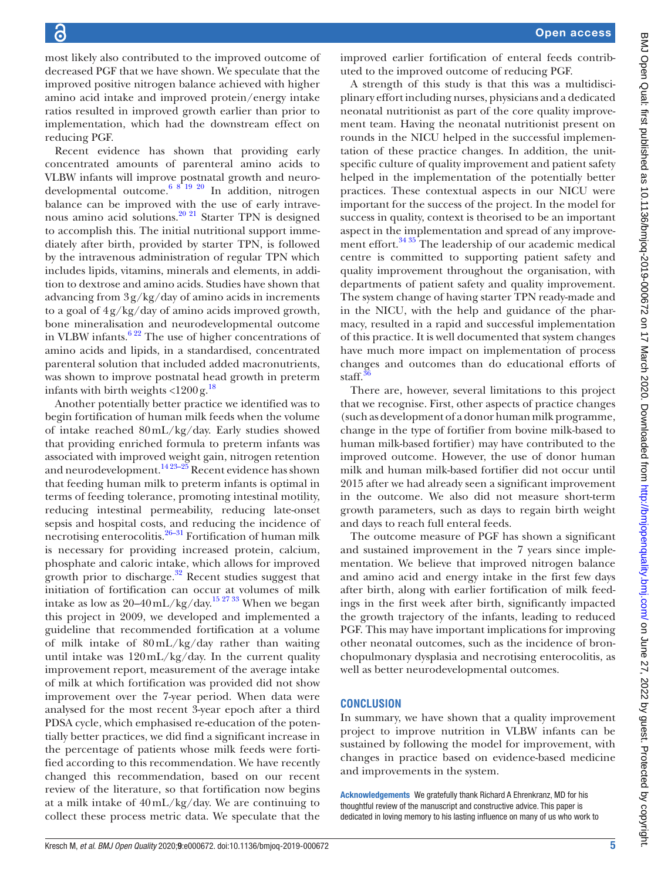most likely also contributed to the improved outcome of decreased PGF that we have shown. We speculate that the improved positive nitrogen balance achieved with higher amino acid intake and improved protein/energy intake ratios resulted in improved growth earlier than prior to implementation, which had the downstream effect on reducing PGF.

Recent evidence has shown that providing early concentrated amounts of parenteral amino acids to VLBW infants will improve postnatal growth and neurodevelopmental outcome.[6 8 19 20] In addition, nitrogen balance can be improved with the use of early intravenous amino acid solutions.[20 21] Starter TPN is designed to accomplish this. The initial nutritional support immediately after birth, provided by starter TPN, is followed by the intravenous administration of regular TPN which includes lipids, vitamins, minerals and elements, in addition to dextrose and amino acids. Studies have shown that advancing from 3 g/kg/day of amino acids in increments to a goal of 4 g/kg/day of amino acids improved growth, bone mineralisation and neurodevelopmental outcome in VLBW infants.[6 22] The use of higher concentrations of amino acids and lipids, in a standardised, concentrated parenteral solution that included added macronutrients, was shown to improve postnatal head growth in preterm infants with birth weights <1200 g.[18]

Another potentially better practice we identified was to begin fortification of human milk feeds when the volume of intake reached 80 mL/kg/day. Early studies showed that providing enriched formula to preterm infants was associated with improved weight gain, nitrogen retention and neurodevelopment.[14 23–25] Recent evidence has shown that feeding human milk to preterm infants is optimal in terms of feeding tolerance, promoting intestinal motility, reducing intestinal permeability, reducing late-onset sepsis and hospital costs, and reducing the incidence of necrotising enterocolitis.[26–31] Fortification of human milk is necessary for providing increased protein, calcium, phosphate and caloric intake, which allows for improved growth prior to discharge.[32] Recent studies suggest that initiation of fortification can occur at volumes of milk intake as low as 20–40 mL/kg/day.[15 27 33] When we began this project in 2009, we developed and implemented a guideline that recommended fortification at a volume of milk intake of 80 mL/kg/day rather than waiting until intake was 120 mL/kg/day. In the current quality improvement report, measurement of the average intake of milk at which fortification was provided did not show improvement over the 7-year period. When data were analysed for the most recent 3-year epoch after a third PDSA cycle, which emphasised re-education of the potentially better practices, we did find a significant increase in the percentage of patients whose milk feeds were fortified according to this recommendation. We have recently changed this recommendation, based on our recent review of the literature, so that fortification now begins at a milk intake of 40 mL/kg/day. We are continuing to collect these process metric data. We speculate that the improved earlier fortification of enteral feeds contributed to the improved outcome of reducing PGF.

A strength of this study is that this was a multidisciplinary effort including nurses, physicians and a dedicated neonatal nutritionist as part of the core quality improvement team. Having the neonatal nutritionist present on rounds in the NICU helped in the successful implementation of these practice changes. In addition, the unit-specific culture of quality improvement and patient safety helped in the implementation of the potentially better practices. These contextual aspects in our NICU were important for the success of the project. In the model for success in quality, context is theorised to be an important aspect in the implementation and spread of any improvement effort.[34 35] The leadership of our academic medical centre is committed to supporting patient safety and quality improvement throughout the organisation, with departments of patient safety and quality improvement. The system change of having starter TPN ready-made and in the NICU, with the help and guidance of the pharmacy, resulted in a rapid and successful implementation of this practice. It is well documented that system changes have much more impact on implementation of process changes and outcomes than do educational efforts of staff.[36]

There are, however, several limitations to this project that we recognise. First, other aspects of practice changes (such as development of a donor human milk programme, change in the type of fortifier from bovine milk-based to human milk-based fortifier) may have contributed to the improved outcome. However, the use of donor human milk and human milk-based fortifier did not occur until 2015 after we had already seen a significant improvement in the outcome. We also did not measure short-term growth parameters, such as days to regain birth weight and days to reach full enteral feeds.

The outcome measure of PGF has shown a significant and sustained improvement in the 7 years since implementation. We believe that improved nitrogen balance and amino acid and energy intake in the first few days after birth, along with earlier fortification of milk feedings in the first week after birth, significantly impacted the growth trajectory of the infants, leading to reduced PGF. This may have important implications for improving other neonatal outcomes, such as the incidence of bronchopulmonary dysplasia and necrotising enterocolitis, as well as better neurodevelopmental outcomes.

## CONCLUSION

In summary, we have shown that a quality improvement project to improve nutrition in VLBW infants can be sustained by following the model for improvement, with changes in practice based on evidence-based medicine and improvements in the system.

**Acknowledgements** We gratefully thank Richard A Ehrenkranz, MD for his thoughtful review of the manuscript and constructive advice. This paper is dedicated in loving memory to his lasting influence on many of us who work to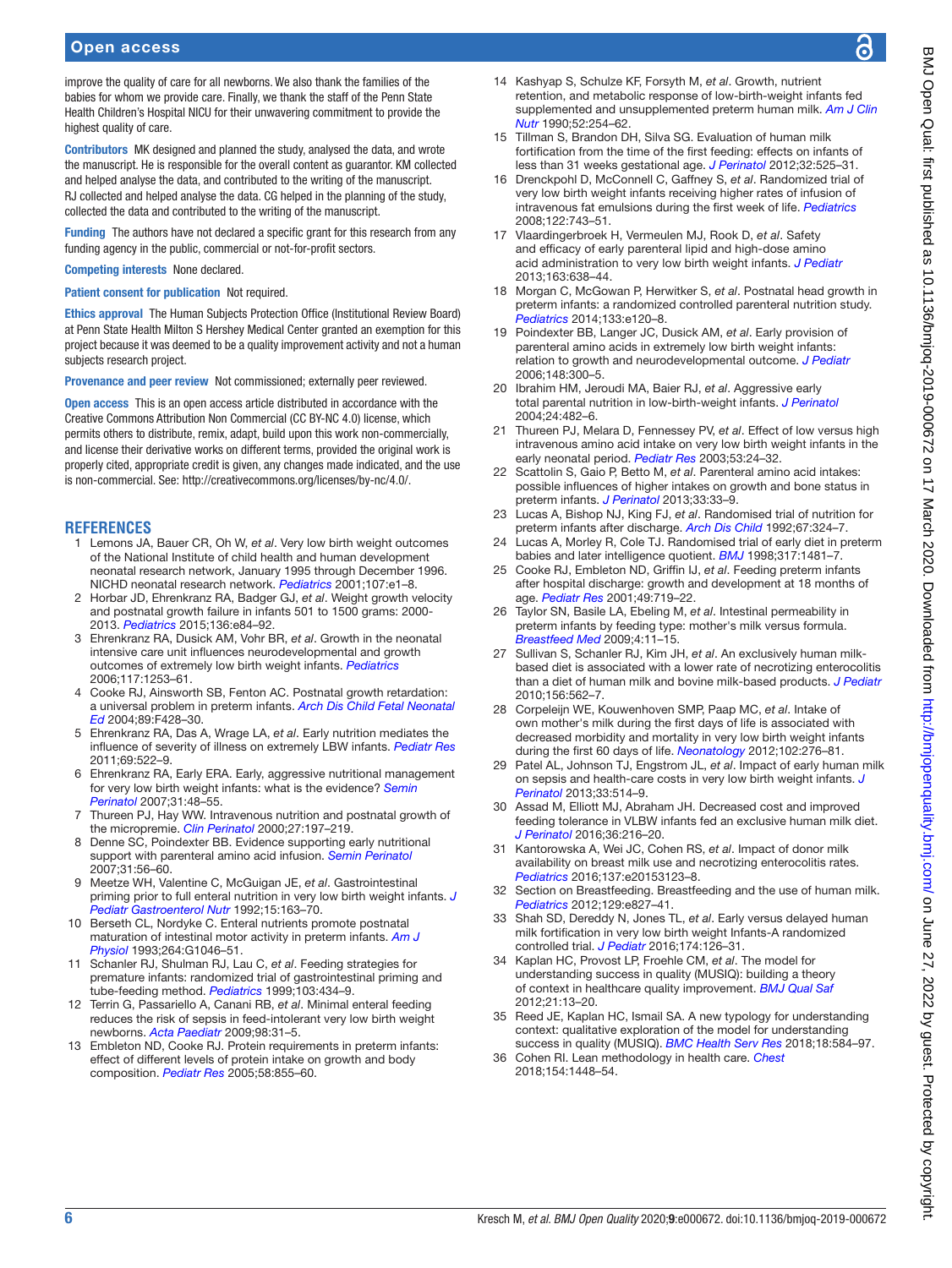improve the quality of care for all newborns. We also thank the families of the babies for whom we provide care. Finally, we thank the staff of the Penn State Health Children's Hospital NICU for their unwavering commitment to provide the highest quality of care.

**Contributors** MK designed and planned the study, analysed the data, and wrote the manuscript. He is responsible for the overall content as guarantor. KM collected and helped analyse the data, and contributed to the writing of the manuscript. RJ collected and helped analyse the data. CG helped in the planning of the study, collected the data and contributed to the writing of the manuscript.

**Funding** The authors have not declared a specific grant for this research from any funding agency in the public, commercial or not-for-profit sectors.

**Competing interests** None declared.

**Patient consent for publication** Not required.

**Ethics approval** The Human Subjects Protection Office (Institutional Review Board) at Penn State Health Milton S Hershey Medical Center granted an exemption for this project because it was deemed to be a quality improvement activity and not a human subjects research project.

**Provenance and peer review** Not commissioned; externally peer reviewed.

**Open access** This is an open access article distributed in accordance with the Creative Commons Attribution Non Commercial (CC BY-NC 4.0) license, which permits others to distribute, remix, adapt, build upon this work non-commercially, and license their derivative works on different terms, provided the original work is properly cited, appropriate credit is given, any changes made indicated, and the use is non-commercial. See: http://creativecommons.org/licenses/by-nc/4.0/.

## REFERENCES

1. Lemons JA, Bauer CR, Oh W, *et al*. Very low birth weight outcomes of the National Institute of child health and human development neonatal research network, January 1995 through December 1996. NICHD neonatal research network. *Pediatrics* 2001;107:e1–8.
2. Horbar JD, Ehrenkranz RA, Badger GJ, *et al*. Weight growth velocity and postnatal growth failure in infants 501 to 1500 grams: 2000-2013. *Pediatrics* 2015;136:e84–92.
3. Ehrenkranz RA, Dusick AM, Vohr BR, *et al*. Growth in the neonatal intensive care unit influences neurodevelopmental and growth outcomes of extremely low birth weight infants. *Pediatrics* 2006;117:1253–61.
4. Cooke RJ, Ainsworth SB, Fenton AC. Postnatal growth retardation: a universal problem in preterm infants. *Arch Dis Child Fetal Neonatal Ed* 2004;89:F428–30.
5. Ehrenkranz RA, Das A, Wrage LA, *et al*. Early nutrition mediates the influence of severity of illness on extremely LBW infants. *Pediatr Res* 2011;69:522–9.
6. Ehrenkranz RA, Early ERA. Early, aggressive nutritional management for very low birth weight infants: what is the evidence? *Semin Perinatol* 2007;31:48–55.
7. Thureen PJ, Hay WW. Intravenous nutrition and postnatal growth of the micropremie. *Clin Perinatol* 2000;27:197–219.
8. Denne SC, Poindexter BB. Evidence supporting early nutritional support with parenteral amino acid infusion. *Semin Perinatol* 2007;31:56–60.
9. Meetze WH, Valentine C, McGuigan JE, *et al*. Gastrointestinal priming prior to full enteral nutrition in very low birth weight infants. *J Pediatr Gastroenterol Nutr* 1992;15:163–70.
10. Berseth CL, Nordyke C. Enteral nutrients promote postnatal maturation of intestinal motor activity in preterm infants. *Am J Physiol* 1993;264:G1046–51.
11. Schanler RJ, Shulman RJ, Lau C, *et al*. Feeding strategies for premature infants: randomized trial of gastrointestinal priming and tube-feeding method. *Pediatrics* 1999;103:434–9.
12. Terrin G, Passariello A, Canani RB, *et al*. Minimal enteral feeding reduces the risk of sepsis in feed-intolerant very low birth weight newborns. *Acta Paediatr* 2009;98:31–5.
13. Embleton ND, Cooke RJ. Protein requirements in preterm infants: effect of different levels of protein intake on growth and body composition. *Pediatr Res* 2005;58:855–60.
14. Kashyap S, Schulze KF, Forsyth M, *et al*. Growth, nutrient retention, and metabolic response of low-birth-weight infants fed supplemented and unsupplemented preterm human milk. *Am J Clin Nutr* 1990;52:254–62.
15. Tillman S, Brandon DH, Silva SG. Evaluation of human milk fortification from the time of the first feeding: effects on infants of less than 31 weeks gestational age. *J Perinatol* 2012;32:525–31.
16. Drenckpohl D, McConnell C, Gaffney S, *et al*. Randomized trial of very low birth weight infants receiving higher rates of infusion of intravenous fat emulsions during the first week of life. *Pediatrics* 2008;122:743–51.
17. Vlaardingerbroek H, Vermeulen MJ, Rook D, *et al*. Safety and efficacy of early parenteral lipid and high-dose amino acid administration to very low birth weight infants. *J Pediatr* 2013;163:638–44.
18. Morgan C, McGowan P, Herwitker S, *et al*. Postnatal head growth in preterm infants: a randomized controlled parenteral nutrition study. *Pediatrics* 2014;133:e120–8.
19. Poindexter BB, Langer JC, Dusick AM, *et al*. Early provision of parenteral amino acids in extremely low birth weight infants: relation to growth and neurodevelopmental outcome. *J Pediatr* 2006;148:300–5.
20. Ibrahim HM, Jeroudi MA, Baier RJ, *et al*. Aggressive early total parental nutrition in low-birth-weight infants. *J Perinatol* 2004;24:482–6.
21. Thureen PJ, Melara D, Fennessey PV, *et al*. Effect of low versus high intravenous amino acid intake on very low birth weight infants in the early neonatal period. *Pediatr Res* 2003;53:24–32.
22. Scattolin S, Gaio P, Betto M, *et al*. Parenteral amino acid intakes: possible influences of higher intakes on growth and bone status in preterm infants. *J Perinatol* 2013;33:33–9.
23. Lucas A, Bishop NJ, King FJ, *et al*. Randomised trial of nutrition for preterm infants after discharge. *Arch Dis Child* 1992;67:324–7.
24. Lucas A, Morley R, Cole TJ. Randomised trial of early diet in preterm babies and later intelligence quotient. *BMJ* 1998;317:1481–7.
25. Cooke RJ, Embleton ND, Griffin IJ, *et al*. Feeding preterm infants after hospital discharge: growth and development at 18 months of age. *Pediatr Res* 2001;49:719–22.
26. Taylor SN, Basile LA, Ebeling M, *et al*. Intestinal permeability in preterm infants by feeding type: mother's milk versus formula. *Breastfeed Med* 2009;4:11–15.
27. Sullivan S, Schanler RJ, Kim JH, *et al*. An exclusively human milk-based diet is associated with a lower rate of necrotizing enterocolitis than a diet of human milk and bovine milk-based products. *J Pediatr* 2010;156:562–7.
28. Corpeleijn WE, Kouwenhoven SMP, Paap MC, *et al*. Intake of own mother's milk during the first days of life is associated with decreased morbidity and mortality in very low birth weight infants during the first 60 days of life. *Neonatology* 2012;102:276–81.
29. Patel AL, Johnson TJ, Engstrom JL, *et al*. Impact of early human milk on sepsis and health-care costs in very low birth weight infants. *J Perinatol* 2013;33:514–9.
30. Assad M, Elliott MJ, Abraham JH. Decreased cost and improved feeding tolerance in VLBW infants fed an exclusive human milk diet. *J Perinatol* 2016;36:216–20.
31. Kantorowska A, Wei JC, Cohen RS, *et al*. Impact of donor milk availability on breast milk use and necrotizing enterocolitis rates. *Pediatrics* 2016;137:e20153123–8.
32. Section on Breastfeeding. Breastfeeding and the use of human milk. *Pediatrics* 2012;129:e827–41.
33. Shah SD, Dereddy N, Jones TL, *et al*. Early versus delayed human milk fortification in very low birth weight Infants-A randomized controlled trial. *J Pediatr* 2016;174:126–31.
34. Kaplan HC, Provost LP, Froehle CM, *et al*. The model for understanding success in quality (MUSIQ): building a theory of context in healthcare quality improvement. *BMJ Qual Saf* 2012;21:13–20.
35. Reed JE, Kaplan HC, Ismail SA. A new typology for understanding context: qualitative exploration of the model for understanding success in quality (MUSIQ). *BMC Health Serv Res* 2018;18:584–97.
36. Cohen RI. Lean methodology in health care. *Chest* 2018;154:1448–54.